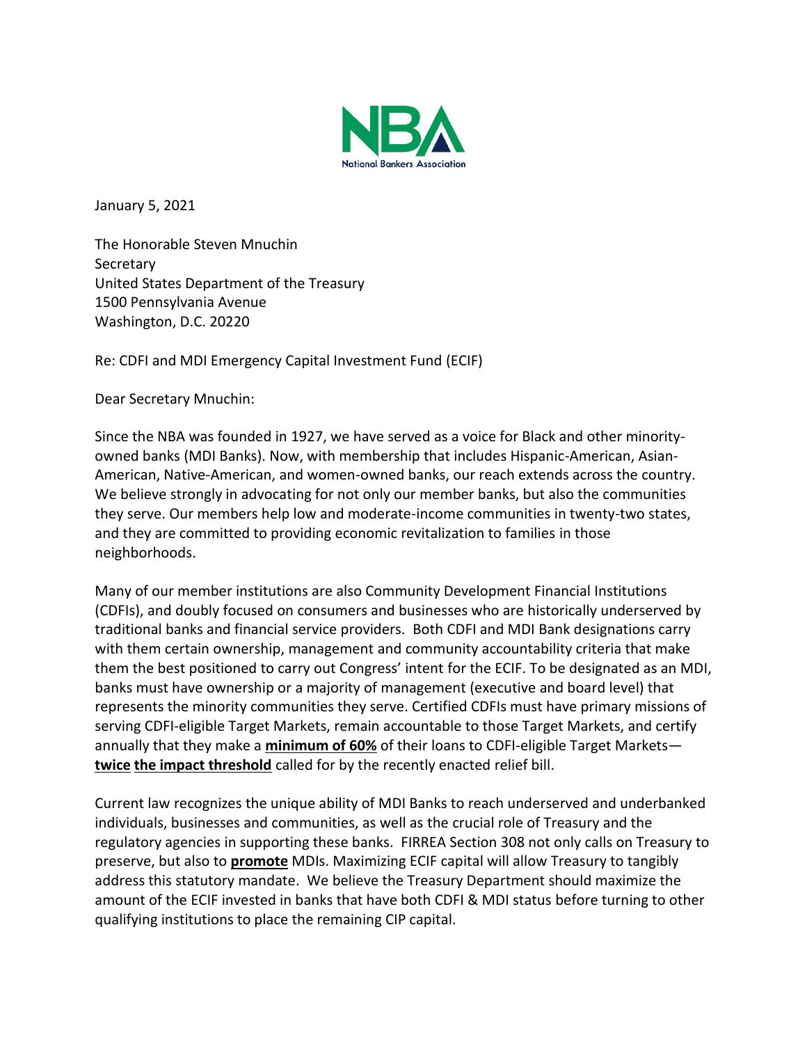National Bankers Association

January 5, 2021

The Honorable Steven Mnuchin
Secretary
United States Department of the Treasury
1500 Pennsylvania Avenue
Washington, D.C. 20220

Re: CDFI and MDI Emergency Capital Investment Fund (ECIF)

Dear Secretary Mnuchin:

Since the NBA was founded in 1927, we have served as a voice for Black and other minority-owned banks (MDI Banks). Now, with membership that includes Hispanic-American, Asian-American, Native-American, and women-owned banks, our reach extends across the country. We believe strongly in advocating for not only our member banks, but also the communities they serve. Our members help low and moderate-income communities in twenty-two states, and they are committed to providing economic revitalization to families in those neighborhoods.

Many of our member institutions are also Community Development Financial Institutions (CDFIs), and doubly focused on consumers and businesses who are historically underserved by traditional banks and financial service providers. Both CDFI and MDI Bank designations carry with them certain ownership, management and community accountability criteria that make them the best positioned to carry out Congress' intent for the ECIF. To be designated as an MDI, banks must have ownership or a majority of management (executive and board level) that represents the minority communities they serve. Certified CDFIs must have primary missions of serving CDFI-eligible Target Markets, remain accountable to those Target Markets, and certify annually that they make a **minimum of 60%** of their loans to CDFI-eligible Target Markets—**twice the impact threshold** called for by the recently enacted relief bill.

Current law recognizes the unique ability of MDI Banks to reach underserved and underbanked individuals, businesses and communities, as well as the crucial role of Treasury and the regulatory agencies in supporting these banks. FIRREA Section 308 not only calls on Treasury to preserve, but also to **promote** MDIs. Maximizing ECIF capital will allow Treasury to tangibly address this statutory mandate. We believe the Treasury Department should maximize the amount of the ECIF invested in banks that have both CDFI & MDI status before turning to other qualifying institutions to place the remaining CIP capital.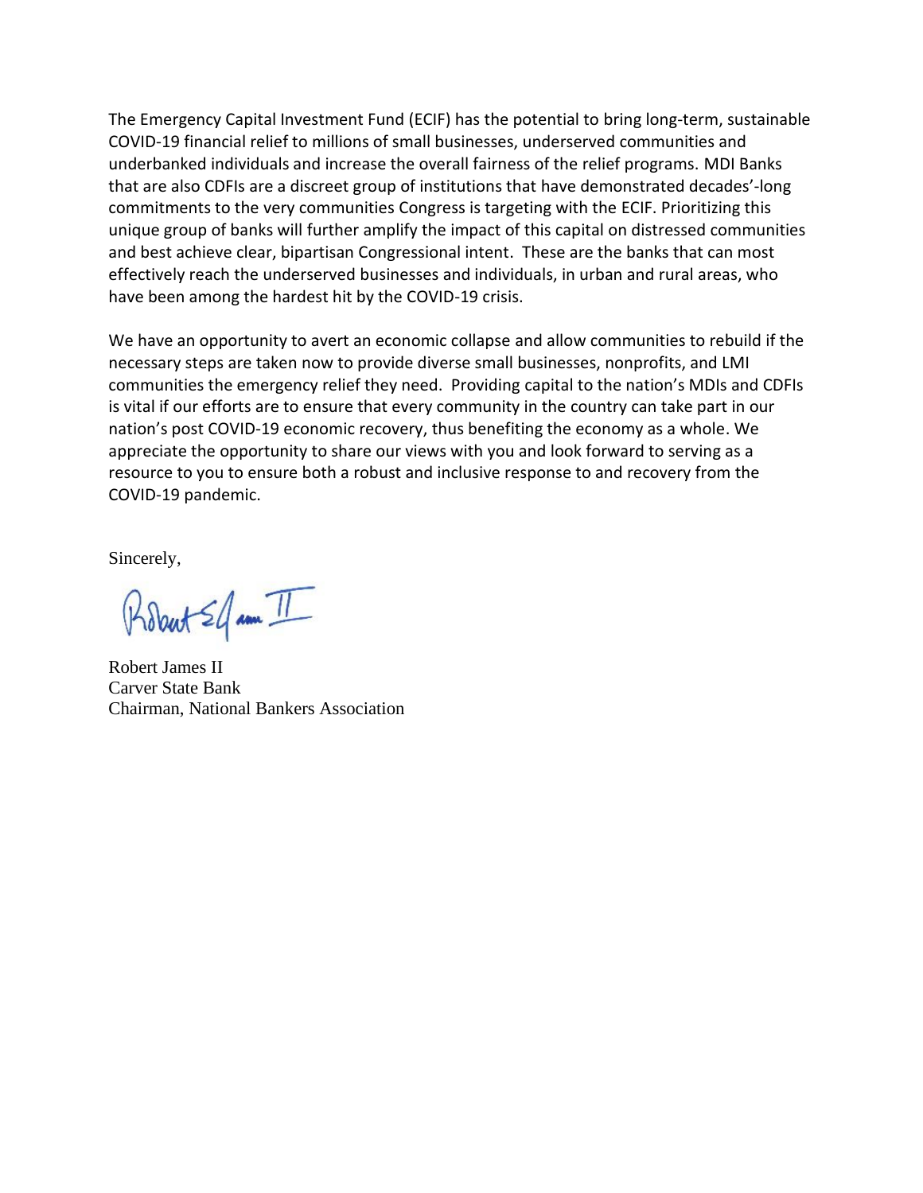The Emergency Capital Investment Fund (ECIF) has the potential to bring long-term, sustainable COVID-19 financial relief to millions of small businesses, underserved communities and underbanked individuals and increase the overall fairness of the relief programs. MDI Banks that are also CDFIs are a discreet group of institutions that have demonstrated decades'-long commitments to the very communities Congress is targeting with the ECIF. Prioritizing this unique group of banks will further amplify the impact of this capital on distressed communities and best achieve clear, bipartisan Congressional intent. These are the banks that can most effectively reach the underserved businesses and individuals, in urban and rural areas, who have been among the hardest hit by the COVID-19 crisis.

We have an opportunity to avert an economic collapse and allow communities to rebuild if the necessary steps are taken now to provide diverse small businesses, nonprofits, and LMI communities the emergency relief they need. Providing capital to the nation's MDIs and CDFIs is vital if our efforts are to ensure that every community in the country can take part in our nation's post COVID-19 economic recovery, thus benefiting the economy as a whole. We appreciate the opportunity to share our views with you and look forward to serving as a resource to you to ensure both a robust and inclusive response to and recovery from the COVID-19 pandemic.

Sincerely,

Robert James II
Carver State Bank
Chairman, National Bankers Association